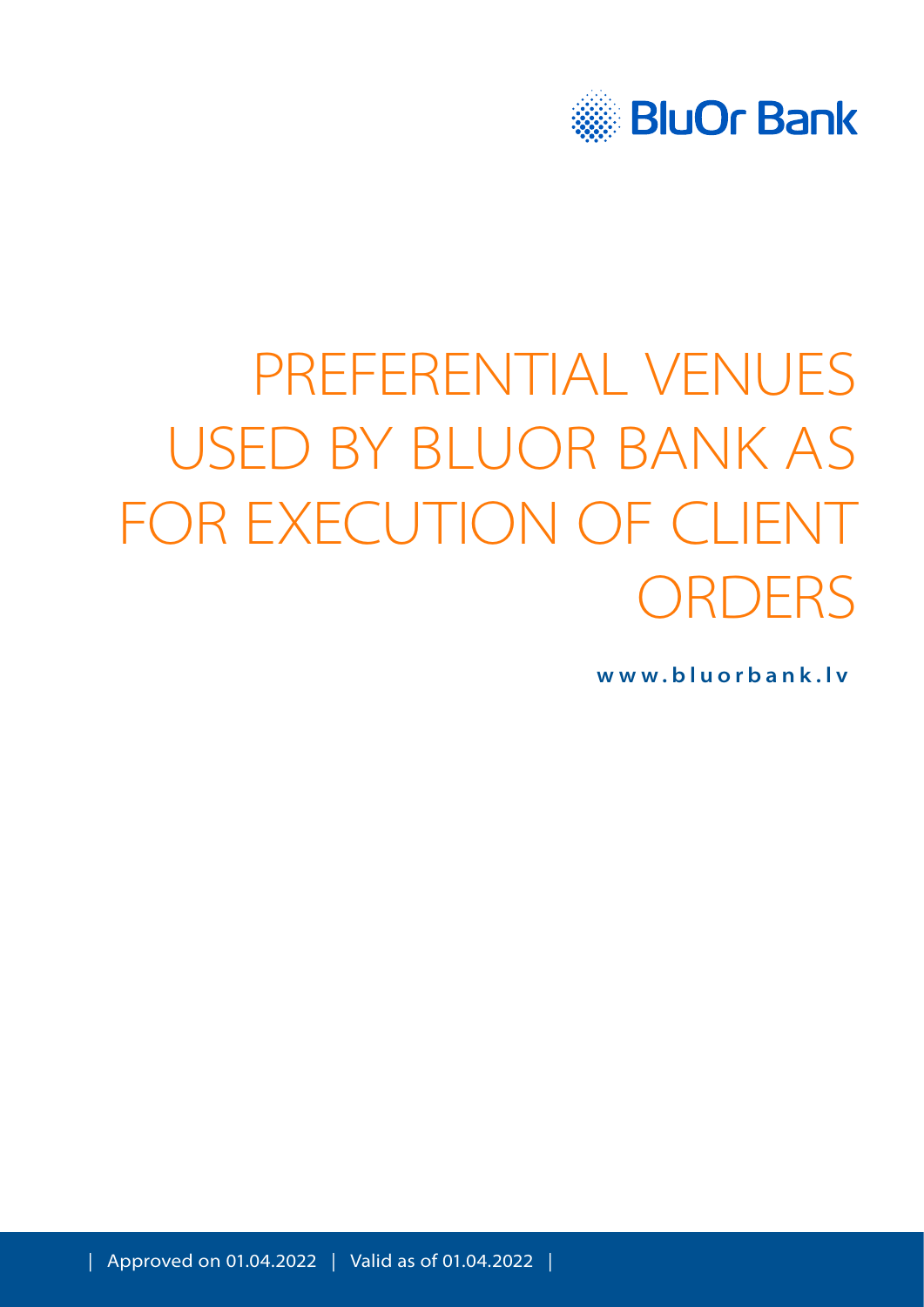BluOr Bank

# PREFERENTIAL VENUES USED BY BLUOR BANK AS FOR EXECUTION OF CLIENT ORDERS

**www.bluorbank.lv**

| Approved on 01.04.2022 | Valid as of 01.04.2022 |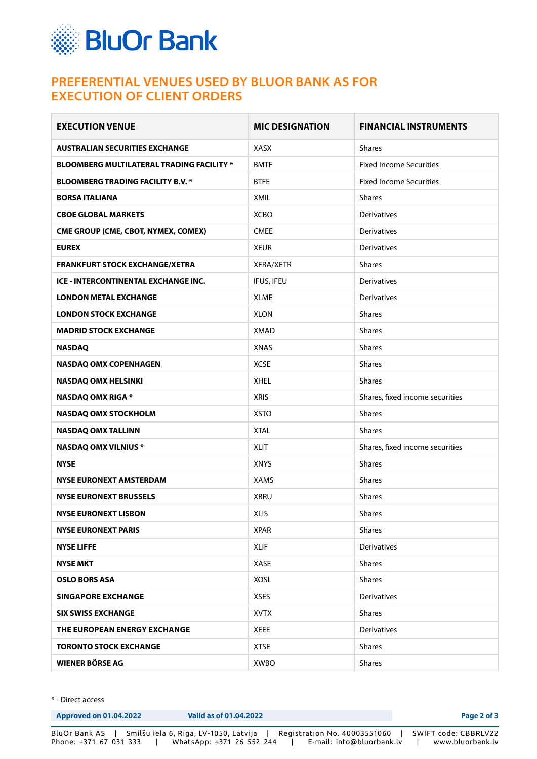# PREFERENTIAL VENUES USED BY BLUOR BANK AS FOR EXECUTION OF CLIENT ORDERS

| EXECUTION VENUE | MIC DESIGNATION | FINANCIAL INSTRUMENTS |
|---|---|---|
| **AUSTRALIAN SECURITIES EXCHANGE** | XASX | Shares |
| **BLOOMBERG MULTILATERAL TRADING FACILITY *** | BMTF | Fixed Income Securities |
| **BLOOMBERG TRADING FACILITY B.V. *** | BTFE | Fixed Income Securities |
| **BORSA ITALIANA** | XMIL | Shares |
| **CBOE GLOBAL MARKETS** | XCBO | Derivatives |
| **CME GROUP (CME, CBOT, NYMEX, COMEX)** | CMEE | Derivatives |
| **EUREX** | XEUR | Derivatives |
| **FRANKFURT STOCK EXCHANGE/XETRA** | XFRA/XETR | Shares |
| **ICE - INTERCONTINENTAL EXCHANGE INC.** | IFUS, IFEU | Derivatives |
| **LONDON METAL EXCHANGE** | XLME | Derivatives |
| **LONDON STOCK EXCHANGE** | XLON | Shares |
| **MADRID STOCK EXCHANGE** | XMAD | Shares |
| **NASDAQ** | XNAS | Shares |
| **NASDAQ OMX COPENHAGEN** | XCSE | Shares |
| **NASDAQ OMX HELSINKI** | XHEL | Shares |
| **NASDAQ OMX RIGA *** | XRIS | Shares, fixed income securities |
| **NASDAQ OMX STOCKHOLM** | XSTO | Shares |
| **NASDAQ OMX TALLINN** | XTAL | Shares |
| **NASDAQ OMX VILNIUS *** | XLIT | Shares, fixed income securities |
| **NYSE** | XNYS | Shares |
| **NYSE EURONEXT AMSTERDAM** | XAMS | Shares |
| **NYSE EURONEXT BRUSSELS** | XBRU | Shares |
| **NYSE EURONEXT LISBON** | XLIS | Shares |
| **NYSE EURONEXT PARIS** | XPAR | Shares |
| **NYSE LIFFE** | XLIF | Derivatives |
| **NYSE MKT** | XASE | Shares |
| **OSLO BORS ASA** | XOSL | Shares |
| **SINGAPORE EXCHANGE** | XSES | Derivatives |
| **SIX SWISS EXCHANGE** | XVTX | Shares |
| **THE EUROPEAN ENERGY EXCHANGE** | XEEE | Derivatives |
| **TORONTO STOCK EXCHANGE** | XTSE | Shares |
| **WIENER BÖRSE AG** | XWBO | Shares |

* - Direct access

**Approved on 01.04.2022** **Valid as of 01.04.2022**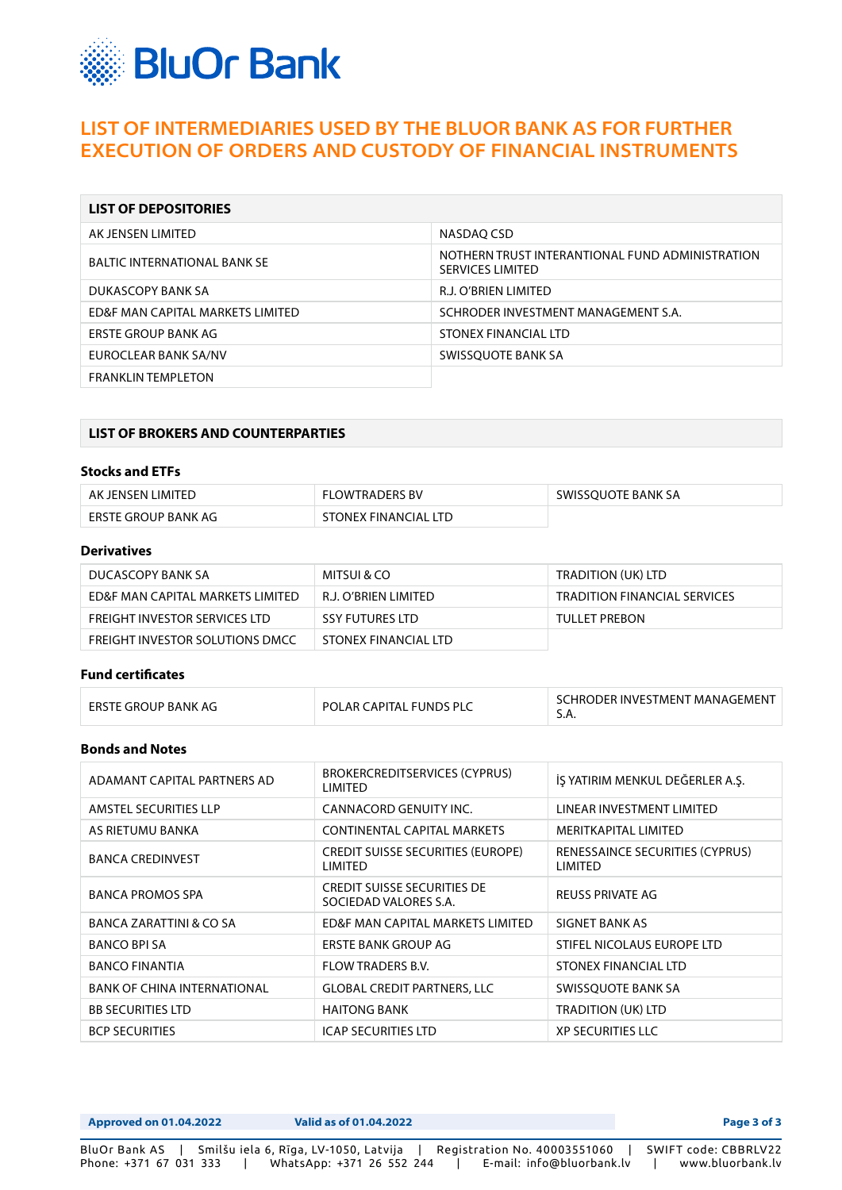# LIST OF INTERMEDIARIES USED BY THE BLUOR BANK AS FOR FURTHER EXECUTION OF ORDERS AND CUSTODY OF FINANCIAL INSTRUMENTS

## LIST OF DEPOSITORIES

| | |
|---|---|
| AK JENSEN LIMITED | NASDAQ CSD |
| BALTIC INTERNATIONAL BANK SE | NOTHERN TRUST INTERANTIONAL FUND ADMINISTRATION SERVICES LIMITED |
| DUKASCOPY BANK SA | R.J. O'BRIEN LIMITED |
| ED&F MAN CAPITAL MARKETS LIMITED | SCHRODER INVESTMENT MANAGEMENT S.A. |
| ERSTE GROUP BANK AG | STONEX FINANCIAL LTD |
| EUROCLEAR BANK SA/NV | SWISSQUOTE BANK SA |
| FRANKLIN TEMPLETON | |

## LIST OF BROKERS AND COUNTERPARTIES

### Stocks and ETFs

| | | |
|---|---|---|
| AK JENSEN LIMITED | FLOWTRADERS BV | SWISSQUOTE BANK SA |
| ERSTE GROUP BANK AG | STONEX FINANCIAL LTD | |

### Derivatives

| | | |
|---|---|---|
| DUCASCOPY BANK SA | MITSUI & CO | TRADITION (UK) LTD |
| ED&F MAN CAPITAL MARKETS LIMITED | R.J. O'BRIEN LIMITED | TRADITION FINANCIAL SERVICES |
| FREIGHT INVESTOR SERVICES LTD | SSY FUTURES LTD | TULLET PREBON |
| FREIGHT INVESTOR SOLUTIONS DMCC | STONEX FINANCIAL LTD | |

### Fund certificates

| | | |
|---|---|---|
| ERSTE GROUP BANK AG | POLAR CAPITAL FUNDS PLC | SCHRODER INVESTMENT MANAGEMENT S.A. |

### Bonds and Notes

| | | |
|---|---|---|
| ADAMANT CAPITAL PARTNERS AD | BROKERCREDITSERVICES (CYPRUS) LIMITED | İŞ YATIRIM MENKUL DEĞERLER A.Ş. |
| AMSTEL SECURITIES LLP | CANNACORD GENUITY INC. | LINEAR INVESTMENT LIMITED |
| AS RIETUMU BANKA | CONTINENTAL CAPITAL MARKETS | MERITKAPITAL LIMITED |
| BANCA CREDINVEST | CREDIT SUISSE SECURITIES (EUROPE) LIMITED | RENESSAINCE SECURITIES (CYPRUS) LIMITED |
| BANCA PROMOS SPA | CREDIT SUISSE SECURITIES DE SOCIEDAD VALORES S.A. | REUSS PRIVATE AG |
| BANCA ZARATTINI & CO SA | ED&F MAN CAPITAL MARKETS LIMITED | SIGNET BANK AS |
| BANCO BPI SA | ERSTE BANK GROUP AG | STIFEL NICOLAUS EUROPE LTD |
| BANCO FINANTIA | FLOW TRADERS B.V. | STONEX FINANCIAL LTD |
| BANK OF CHINA INTERNATIONAL | GLOBAL CREDIT PARTNERS, LLC | SWISSQUOTE BANK SA |
| BB SECURITIES LTD | HAITONG BANK | TRADITION (UK) LTD |
| BCP SECURITIES | ICAP SECURITIES LTD | XP SECURITIES LLC |

**Approved on 01.04.2022** **Valid as of 01.04.2022**